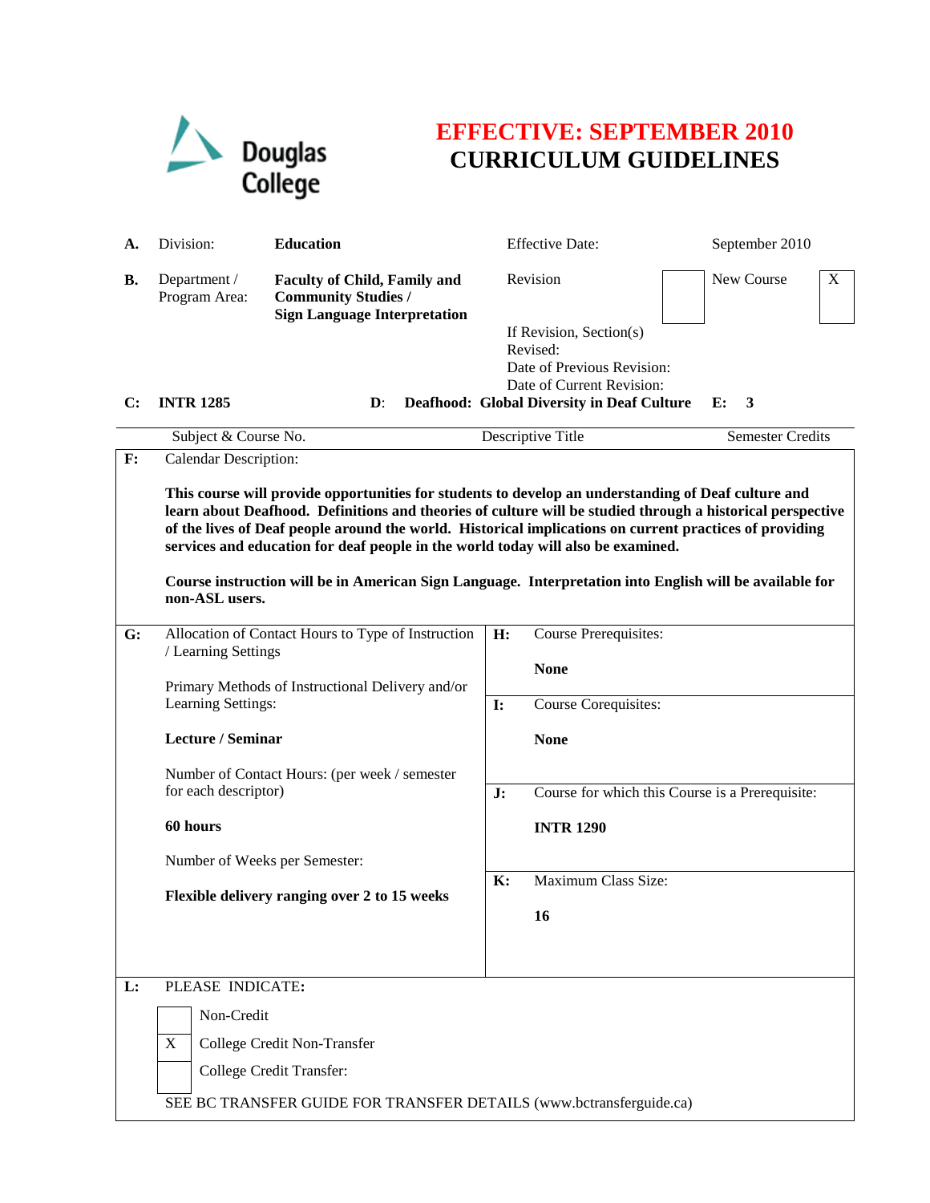Douglas College

# EFFECTIVE: SEPTEMBER 2010
# CURRICULUM GUIDELINES

| | | | | |
|---|---|---|---|---|
| **A.** | Division: | **Education** | Effective Date: | September 2010 |
| **B.** | Department / Program Area: | **Faculty of Child, Family and Community Studies / Sign Language Interpretation** | Revision [ ] | New Course [X] |
| | | | If Revision, Section(s) Revised: | |
| | | | Date of Previous Revision: | |
| | | | Date of Current Revision: | |
| **C:** | **INTR 1285** | **D:** **Deafhood: Global Diversity in Deaf Culture** | | **E: 3** |
| | Subject & Course No. | Descriptive Title | | Semester Credits |

**F:** Calendar Description:

**This course will provide opportunities for students to develop an understanding of Deaf culture and learn about Deafhood. Definitions and theories of culture will be studied through a historical perspective of the lives of Deaf people around the world. Historical implications on current practices of providing services and education for deaf people in the world today will also be examined.**

**Course instruction will be in American Sign Language. Interpretation into English will be available for non-ASL users.**

| | |
|---|---|
| **G:** Allocation of Contact Hours to Type of Instruction / Learning Settings<br><br>Primary Methods of Instructional Delivery and/or Learning Settings:<br><br>**Lecture / Seminar**<br><br>Number of Contact Hours: (per week / semester for each descriptor)<br><br>**60 hours**<br><br>Number of Weeks per Semester:<br><br>**Flexible delivery ranging over 2 to 15 weeks** | **H:** Course Prerequisites:<br><br>**None**<br><br>**I:** Course Corequisites:<br><br>**None**<br><br>**J:** Course for which this Course is a Prerequisite:<br><br>**INTR 1290**<br><br>**K:** Maximum Class Size:<br><br>**16** |

**L:** PLEASE INDICATE**:**

- [ ] Non-Credit
- [X] College Credit Non-Transfer
- [ ] College Credit Transfer:

SEE BC TRANSFER GUIDE FOR TRANSFER DETAILS (www.bctransferguide.ca)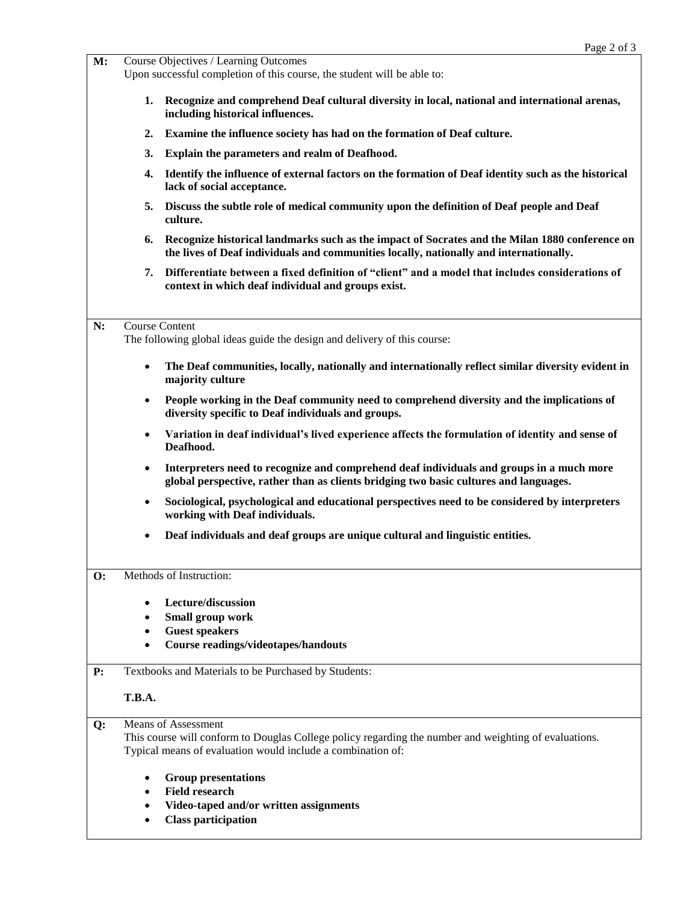**M:** Course Objectives / Learning Outcomes

Upon successful completion of this course, the student will be able to:

1. **Recognize and comprehend Deaf cultural diversity in local, national and international arenas, including historical influences.**
2. **Examine the influence society has had on the formation of Deaf culture.**
3. **Explain the parameters and realm of Deafhood.**
4. **Identify the influence of external factors on the formation of Deaf identity such as the historical lack of social acceptance.**
5. **Discuss the subtle role of medical community upon the definition of Deaf people and Deaf culture.**
6. **Recognize historical landmarks such as the impact of Socrates and the Milan 1880 conference on the lives of Deaf individuals and communities locally, nationally and internationally.**
7. **Differentiate between a fixed definition of "client" and a model that includes considerations of context in which deaf individual and groups exist.**

**N:** Course Content

The following global ideas guide the design and delivery of this course:

- **The Deaf communities, locally, nationally and internationally reflect similar diversity evident in majority culture**
- **People working in the Deaf community need to comprehend diversity and the implications of diversity specific to Deaf individuals and groups.**
- **Variation in deaf individual's lived experience affects the formulation of identity and sense of Deafhood.**
- **Interpreters need to recognize and comprehend deaf individuals and groups in a much more global perspective, rather than as clients bridging two basic cultures and languages.**
- **Sociological, psychological and educational perspectives need to be considered by interpreters working with Deaf individuals.**
- **Deaf individuals and deaf groups are unique cultural and linguistic entities.**

**O:** Methods of Instruction:

- **Lecture/discussion**
- **Small group work**
- **Guest speakers**
- **Course readings/videotapes/handouts**

**P:** Textbooks and Materials to be Purchased by Students:

**T.B.A.**

**Q:** Means of Assessment

This course will conform to Douglas College policy regarding the number and weighting of evaluations. Typical means of evaluation would include a combination of:

- **Group presentations**
- **Field research**
- **Video-taped and/or written assignments**
- **Class participation**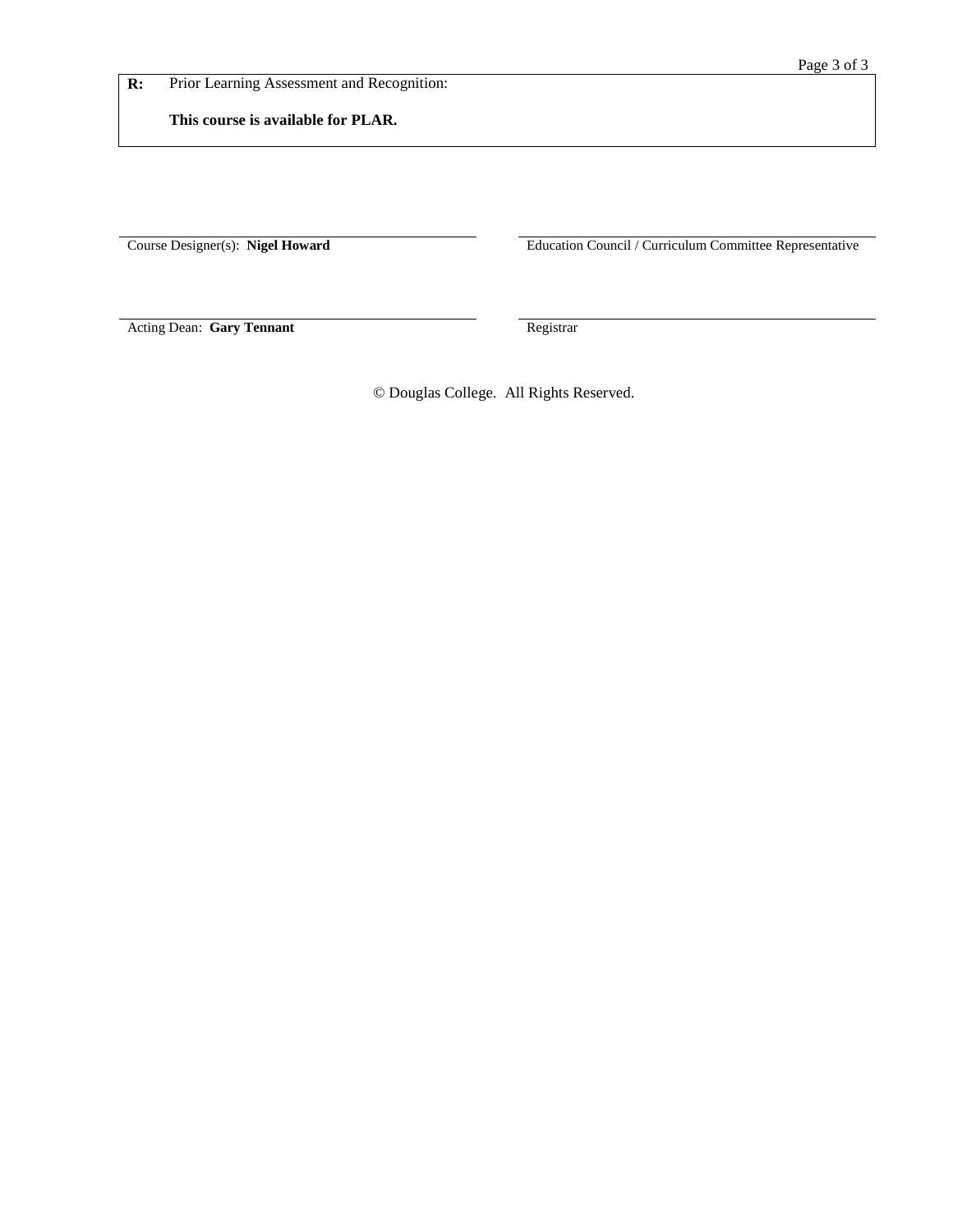**R:** Prior Learning Assessment and Recognition:

**This course is available for PLAR.**

Course Designer(s): **Nigel Howard**

Education Council / Curriculum Committee Representative

Acting Dean: **Gary Tennant**

Registrar

© Douglas College. All Rights Reserved.